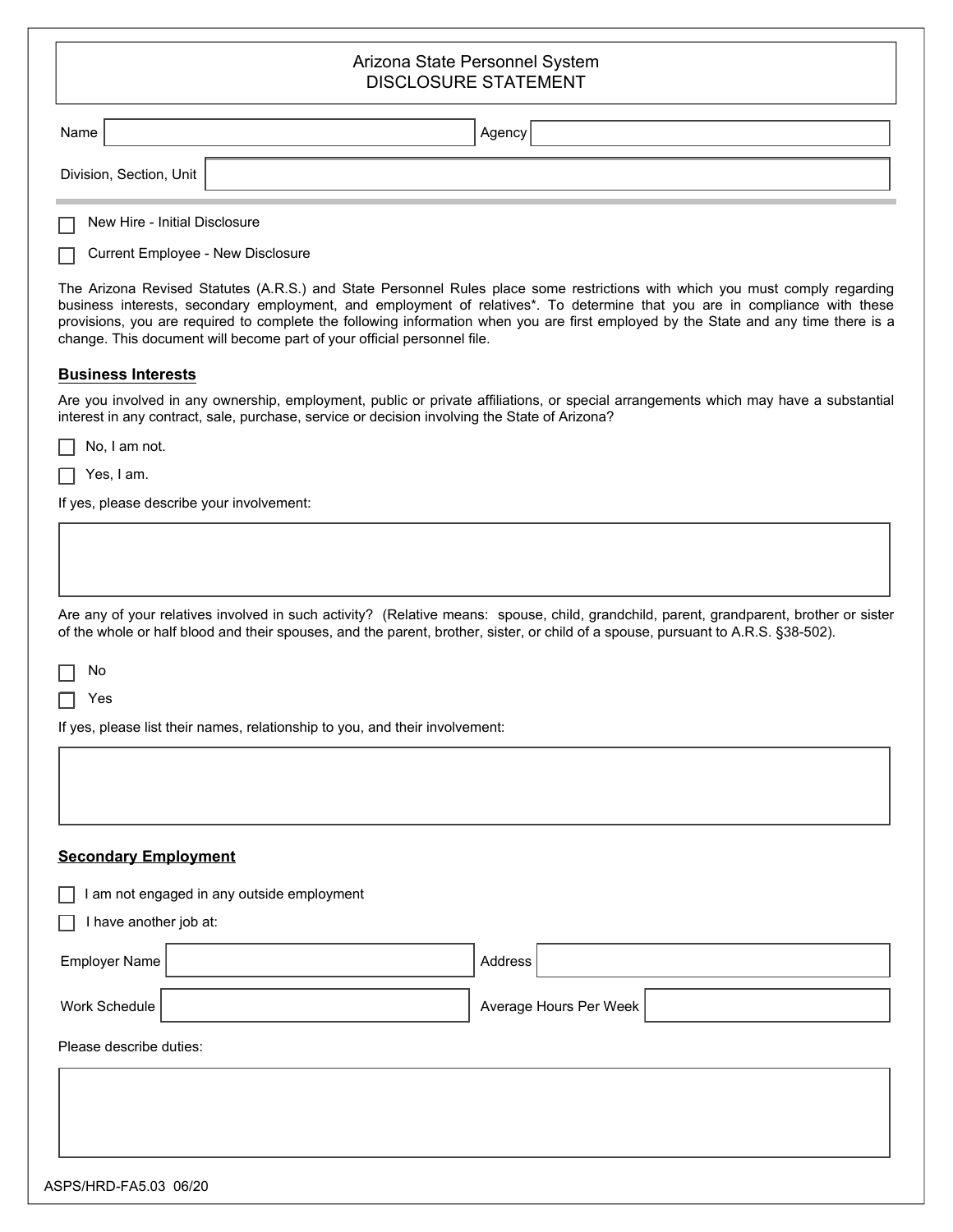# Arizona State Personnel System
## DISCLOSURE STATEMENT

Name ____________________ Agency ____________________

Division, Section, Unit ____________________

☐ New Hire - Initial Disclosure

☐ Current Employee - New Disclosure

The Arizona Revised Statutes (A.R.S.) and State Personnel Rules place some restrictions with which you must comply regarding business interests, secondary employment, and employment of relatives*. To determine that you are in compliance with these provisions, you are required to complete the following information when you are first employed by the State and any time there is a change. This document will become part of your official personnel file.

### Business Interests

Are you involved in any ownership, employment, public or private affiliations, or special arrangements which may have a substantial interest in any contract, sale, purchase, service or decision involving the State of Arizona?

☐ No, I am not.

☐ Yes, I am.

If yes, please describe your involvement:

____________________

Are any of your relatives involved in such activity? (Relative means: spouse, child, grandchild, parent, grandparent, brother or sister of the whole or half blood and their spouses, and the parent, brother, sister, or child of a spouse, pursuant to A.R.S. §38-502).

☐ No

☐ Yes

If yes, please list their names, relationship to you, and their involvement:

____________________

### Secondary Employment

☐ I am not engaged in any outside employment

☐ I have another job at:

Employer Name ____________________ Address ____________________

Work Schedule ____________________ Average Hours Per Week ____________________

Please describe duties:

____________________

ASPS/HRD-FA5.03 06/20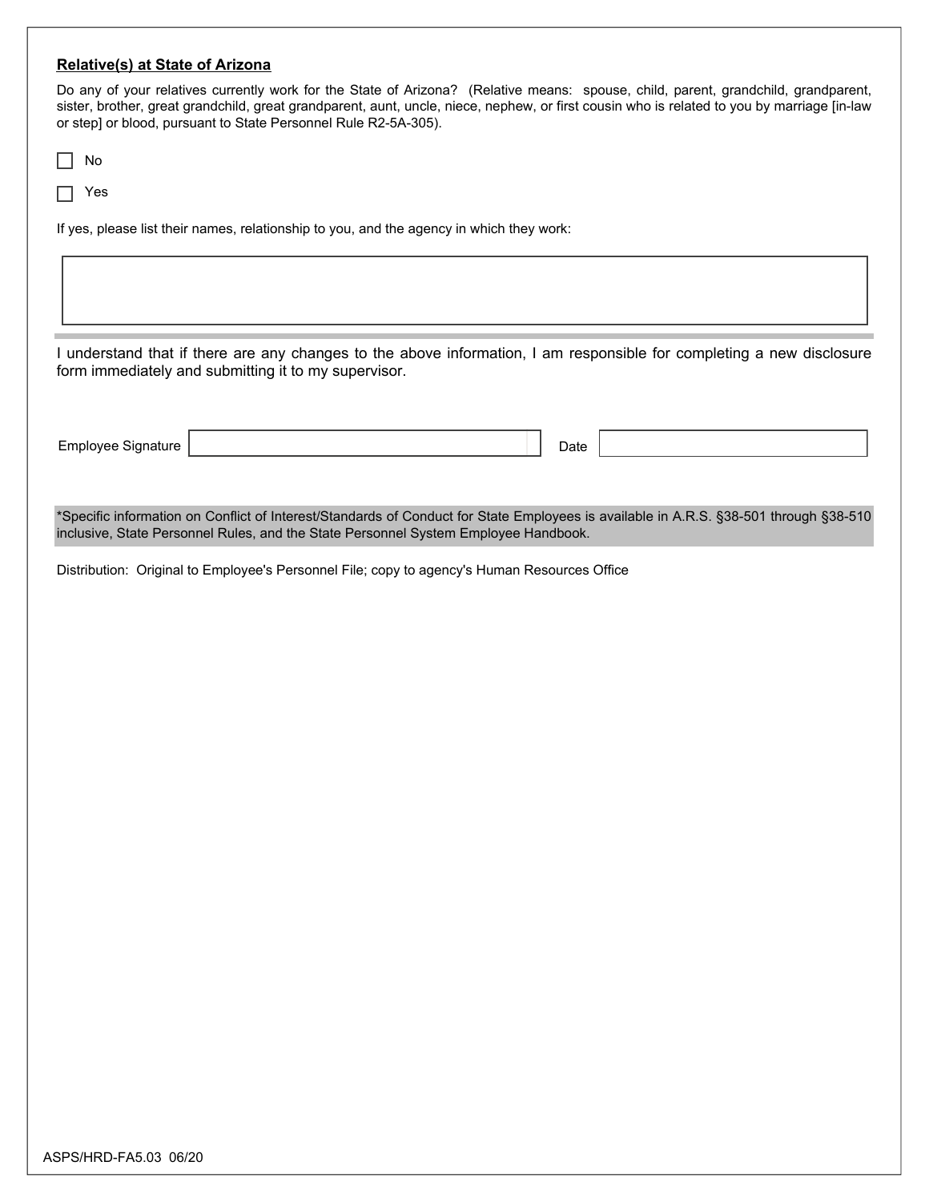**Relative(s) at State of Arizona**

Do any of your relatives currently work for the State of Arizona? (Relative means: spouse, child, parent, grandchild, grandparent, sister, brother, great grandchild, great grandparent, aunt, uncle, niece, nephew, or first cousin who is related to you by marriage [in-law or step] or blood, pursuant to State Personnel Rule R2-5A-305).

- ☐ No
- ☐ Yes

If yes, please list their names, relationship to you, and the agency in which they work:

I understand that if there are any changes to the above information, I am responsible for completing a new disclosure form immediately and submitting it to my supervisor.

Employee Signature ______________________ Date ______________

*Specific information on Conflict of Interest/Standards of Conduct for State Employees is available in A.R.S. §38-501 through §38-510 inclusive, State Personnel Rules, and the State Personnel System Employee Handbook.

Distribution: Original to Employee's Personnel File; copy to agency's Human Resources Office

ASPS/HRD-FA5.03 06/20